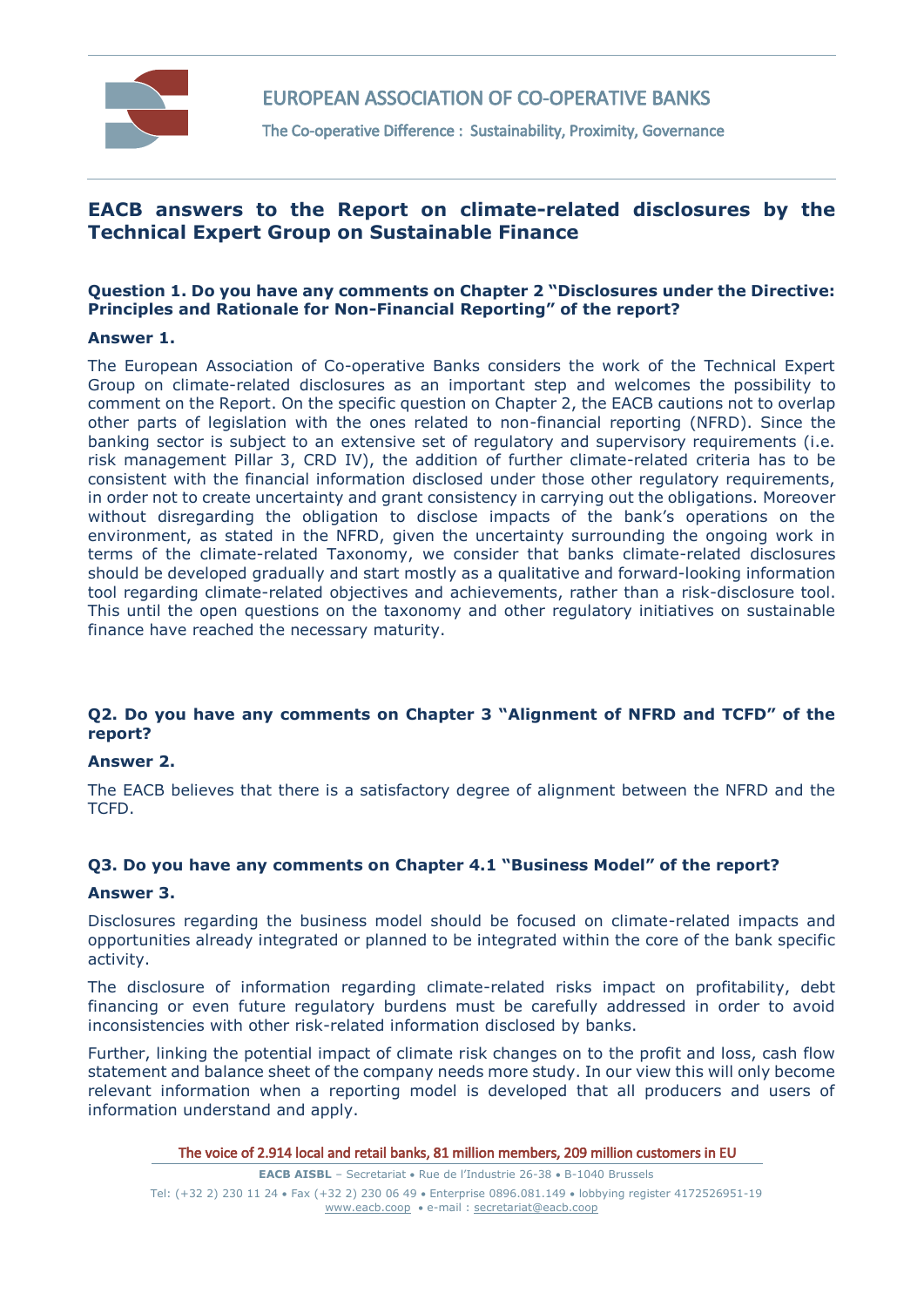EUROPEAN ASSOCIATION OF CO-OPERATIVE BANKS

The Co-operative Difference : Sustainability, Proximity, Governance

# EACB answers to the Report on climate-related disclosures by the Technical Expert Group on Sustainable Finance

**Question 1. Do you have any comments on Chapter 2 "Disclosures under the Directive: Principles and Rationale for Non-Financial Reporting" of the report?**

**Answer 1.**

The European Association of Co-operative Banks considers the work of the Technical Expert Group on climate-related disclosures as an important step and welcomes the possibility to comment on the Report. On the specific question on Chapter 2, the EACB cautions not to overlap other parts of legislation with the ones related to non-financial reporting (NFRD). Since the banking sector is subject to an extensive set of regulatory and supervisory requirements (i.e. risk management Pillar 3, CRD IV), the addition of further climate-related criteria has to be consistent with the financial information disclosed under those other regulatory requirements, in order not to create uncertainty and grant consistency in carrying out the obligations. Moreover without disregarding the obligation to disclose impacts of the bank's operations on the environment, as stated in the NFRD, given the uncertainty surrounding the ongoing work in terms of the climate-related Taxonomy, we consider that banks climate-related disclosures should be developed gradually and start mostly as a qualitative and forward-looking information tool regarding climate-related objectives and achievements, rather than a risk-disclosure tool. This until the open questions on the taxonomy and other regulatory initiatives on sustainable finance have reached the necessary maturity.

**Q2. Do you have any comments on Chapter 3 "Alignment of NFRD and TCFD" of the report?**

**Answer 2.**

The EACB believes that there is a satisfactory degree of alignment between the NFRD and the TCFD.

**Q3. Do you have any comments on Chapter 4.1 "Business Model" of the report?**

**Answer 3.**

Disclosures regarding the business model should be focused on climate-related impacts and opportunities already integrated or planned to be integrated within the core of the bank specific activity.

The disclosure of information regarding climate-related risks impact on profitability, debt financing or even future regulatory burdens must be carefully addressed in order to avoid inconsistencies with other risk-related information disclosed by banks.

Further, linking the potential impact of climate risk changes on to the profit and loss, cash flow statement and balance sheet of the company needs more study. In our view this will only become relevant information when a reporting model is developed that all producers and users of information understand and apply.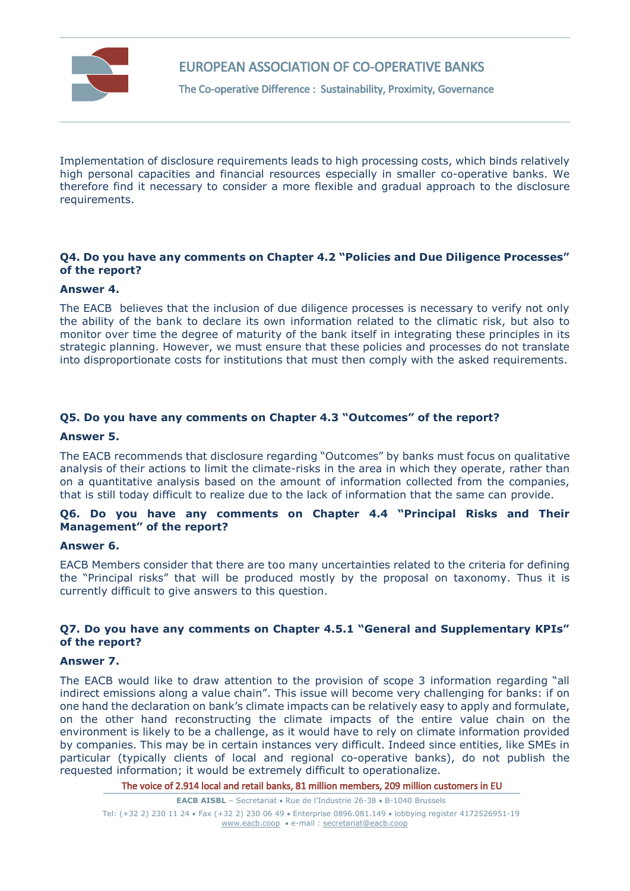Implementation of disclosure requirements leads to high processing costs, which binds relatively high personal capacities and financial resources especially in smaller co-operative banks. We therefore find it necessary to consider a more flexible and gradual approach to the disclosure requirements.

**Q4. Do you have any comments on Chapter 4.2 "Policies and Due Diligence Processes" of the report?**

**Answer 4.**

The EACB believes that the inclusion of due diligence processes is necessary to verify not only the ability of the bank to declare its own information related to the climatic risk, but also to monitor over time the degree of maturity of the bank itself in integrating these principles in its strategic planning. However, we must ensure that these policies and processes do not translate into disproportionate costs for institutions that must then comply with the asked requirements.

**Q5. Do you have any comments on Chapter 4.3 "Outcomes" of the report?**

**Answer 5.**

The EACB recommends that disclosure regarding "Outcomes" by banks must focus on qualitative analysis of their actions to limit the climate-risks in the area in which they operate, rather than on a quantitative analysis based on the amount of information collected from the companies, that is still today difficult to realize due to the lack of information that the same can provide.

**Q6. Do you have any comments on Chapter 4.4 "Principal Risks and Their Management" of the report?**

**Answer 6.**

EACB Members consider that there are too many uncertainties related to the criteria for defining the "Principal risks" that will be produced mostly by the proposal on taxonomy. Thus it is currently difficult to give answers to this question.

**Q7. Do you have any comments on Chapter 4.5.1 "General and Supplementary KPIs" of the report?**

**Answer 7.**

The EACB would like to draw attention to the provision of scope 3 information regarding "all indirect emissions along a value chain". This issue will become very challenging for banks: if on one hand the declaration on bank's climate impacts can be relatively easy to apply and formulate, on the other hand reconstructing the climate impacts of the entire value chain on the environment is likely to be a challenge, as it would have to rely on climate information provided by companies. This may be in certain instances very difficult. Indeed since entities, like SMEs in particular (typically clients of local and regional co-operative banks), do not publish the requested information; it would be extremely difficult to operationalize.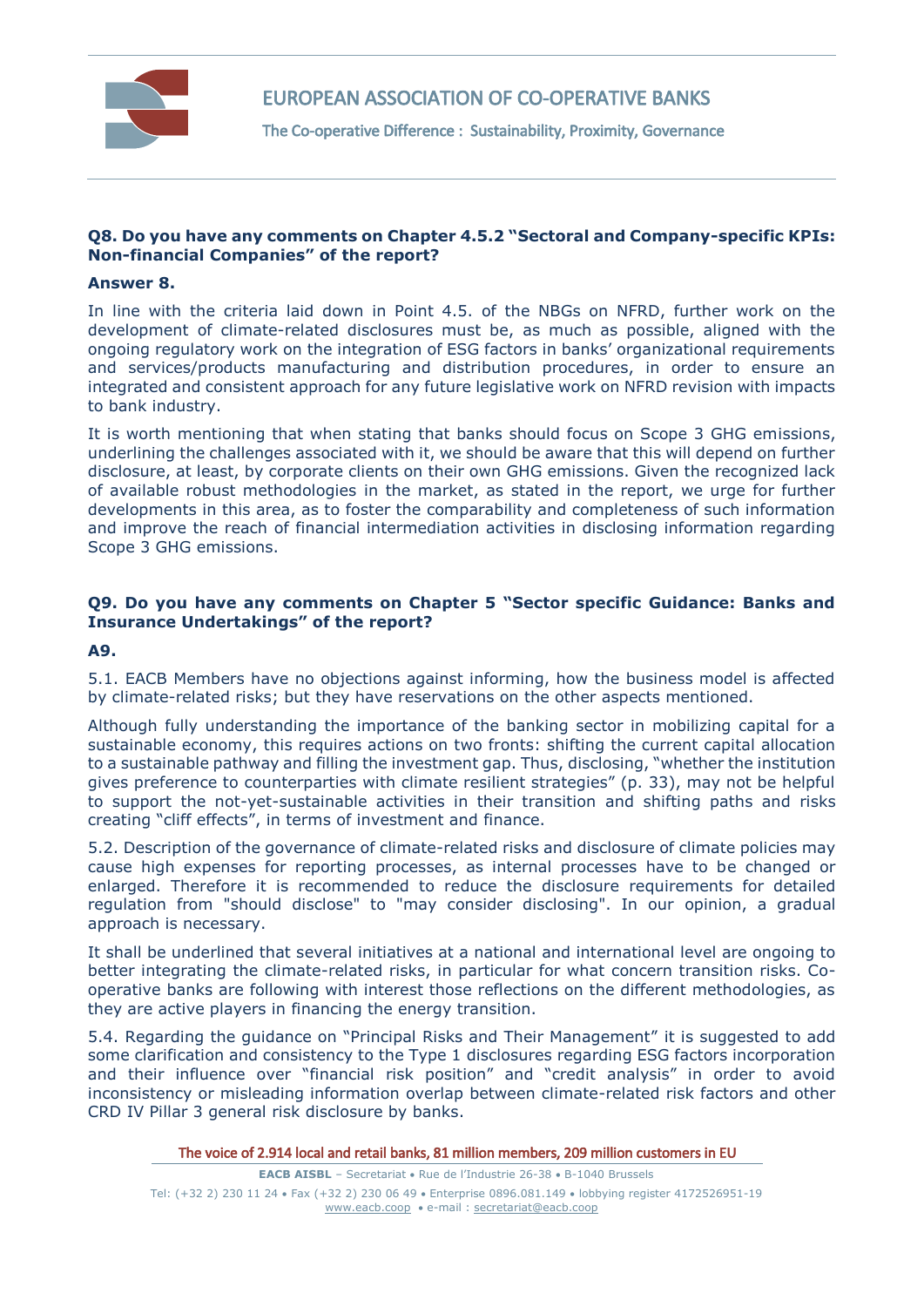**Q8. Do you have any comments on Chapter 4.5.2 "Sectoral and Company-specific KPIs: Non-financial Companies" of the report?**

**Answer 8.**

In line with the criteria laid down in Point 4.5. of the NBGs on NFRD, further work on the development of climate-related disclosures must be, as much as possible, aligned with the ongoing regulatory work on the integration of ESG factors in banks' organizational requirements and services/products manufacturing and distribution procedures, in order to ensure an integrated and consistent approach for any future legislative work on NFRD revision with impacts to bank industry.

It is worth mentioning that when stating that banks should focus on Scope 3 GHG emissions, underlining the challenges associated with it, we should be aware that this will depend on further disclosure, at least, by corporate clients on their own GHG emissions. Given the recognized lack of available robust methodologies in the market, as stated in the report, we urge for further developments in this area, as to foster the comparability and completeness of such information and improve the reach of financial intermediation activities in disclosing information regarding Scope 3 GHG emissions.

**Q9. Do you have any comments on Chapter 5 "Sector specific Guidance: Banks and Insurance Undertakings" of the report?**

**A9.**

5.1. EACB Members have no objections against informing, how the business model is affected by climate-related risks; but they have reservations on the other aspects mentioned.

Although fully understanding the importance of the banking sector in mobilizing capital for a sustainable economy, this requires actions on two fronts: shifting the current capital allocation to a sustainable pathway and filling the investment gap. Thus, disclosing, "whether the institution gives preference to counterparties with climate resilient strategies" (p. 33), may not be helpful to support the not-yet-sustainable activities in their transition and shifting paths and risks creating "cliff effects", in terms of investment and finance.

5.2. Description of the governance of climate-related risks and disclosure of climate policies may cause high expenses for reporting processes, as internal processes have to be changed or enlarged. Therefore it is recommended to reduce the disclosure requirements for detailed regulation from "should disclose" to "may consider disclosing". In our opinion, a gradual approach is necessary.

It shall be underlined that several initiatives at a national and international level are ongoing to better integrating the climate-related risks, in particular for what concern transition risks. Co-operative banks are following with interest those reflections on the different methodologies, as they are active players in financing the energy transition.

5.4. Regarding the guidance on "Principal Risks and Their Management" it is suggested to add some clarification and consistency to the Type 1 disclosures regarding ESG factors incorporation and their influence over "financial risk position" and "credit analysis" in order to avoid inconsistency or misleading information overlap between climate-related risk factors and other CRD IV Pillar 3 general risk disclosure by banks.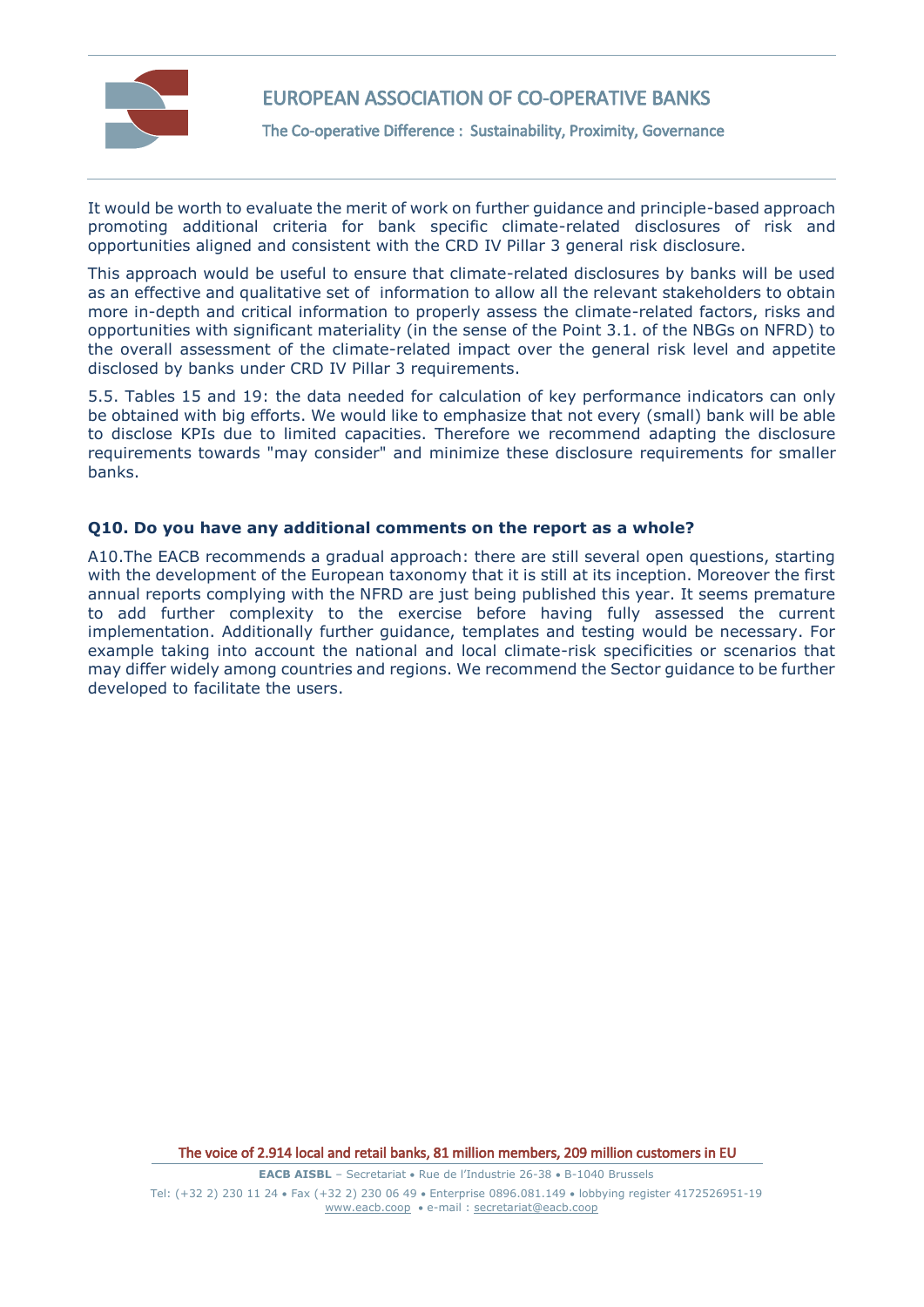It would be worth to evaluate the merit of work on further guidance and principle-based approach promoting additional criteria for bank specific climate-related disclosures of risk and opportunities aligned and consistent with the CRD IV Pillar 3 general risk disclosure.

This approach would be useful to ensure that climate-related disclosures by banks will be used as an effective and qualitative set of information to allow all the relevant stakeholders to obtain more in-depth and critical information to properly assess the climate-related factors, risks and opportunities with significant materiality (in the sense of the Point 3.1. of the NBGs on NFRD) to the overall assessment of the climate-related impact over the general risk level and appetite disclosed by banks under CRD IV Pillar 3 requirements.

5.5. Tables 15 and 19: the data needed for calculation of key performance indicators can only be obtained with big efforts. We would like to emphasize that not every (small) bank will be able to disclose KPIs due to limited capacities. Therefore we recommend adapting the disclosure requirements towards "may consider" and minimize these disclosure requirements for smaller banks.

### Q10. Do you have any additional comments on the report as a whole?

A10.The EACB recommends a gradual approach: there are still several open questions, starting with the development of the European taxonomy that it is still at its inception. Moreover the first annual reports complying with the NFRD are just being published this year. It seems premature to add further complexity to the exercise before having fully assessed the current implementation. Additionally further guidance, templates and testing would be necessary. For example taking into account the national and local climate-risk specificities or scenarios that may differ widely among countries and regions. We recommend the Sector guidance to be further developed to facilitate the users.